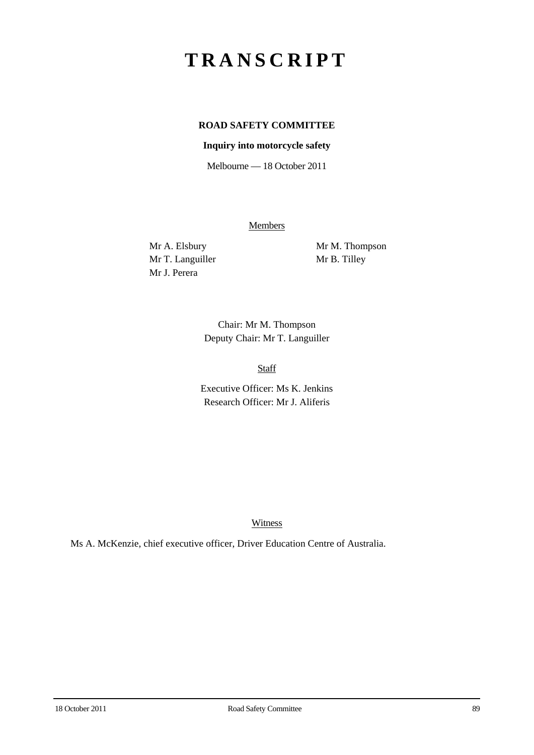# T R A N S C R I P T

**ROAD SAFETY COMMITTEE**

**Inquiry into motorcycle safety**

Melbourne — 18 October 2011

Members

Mr A. Elsbury

Mr T. Languiller

Mr J. Perera

Mr M. Thompson

Mr B. Tilley

Chair: Mr M. Thompson

Deputy Chair: Mr T. Languiller

Staff

Executive Officer: Ms K. Jenkins

Research Officer: Mr J. Aliferis

Witness

Ms A. McKenzie, chief executive officer, Driver Education Centre of Australia.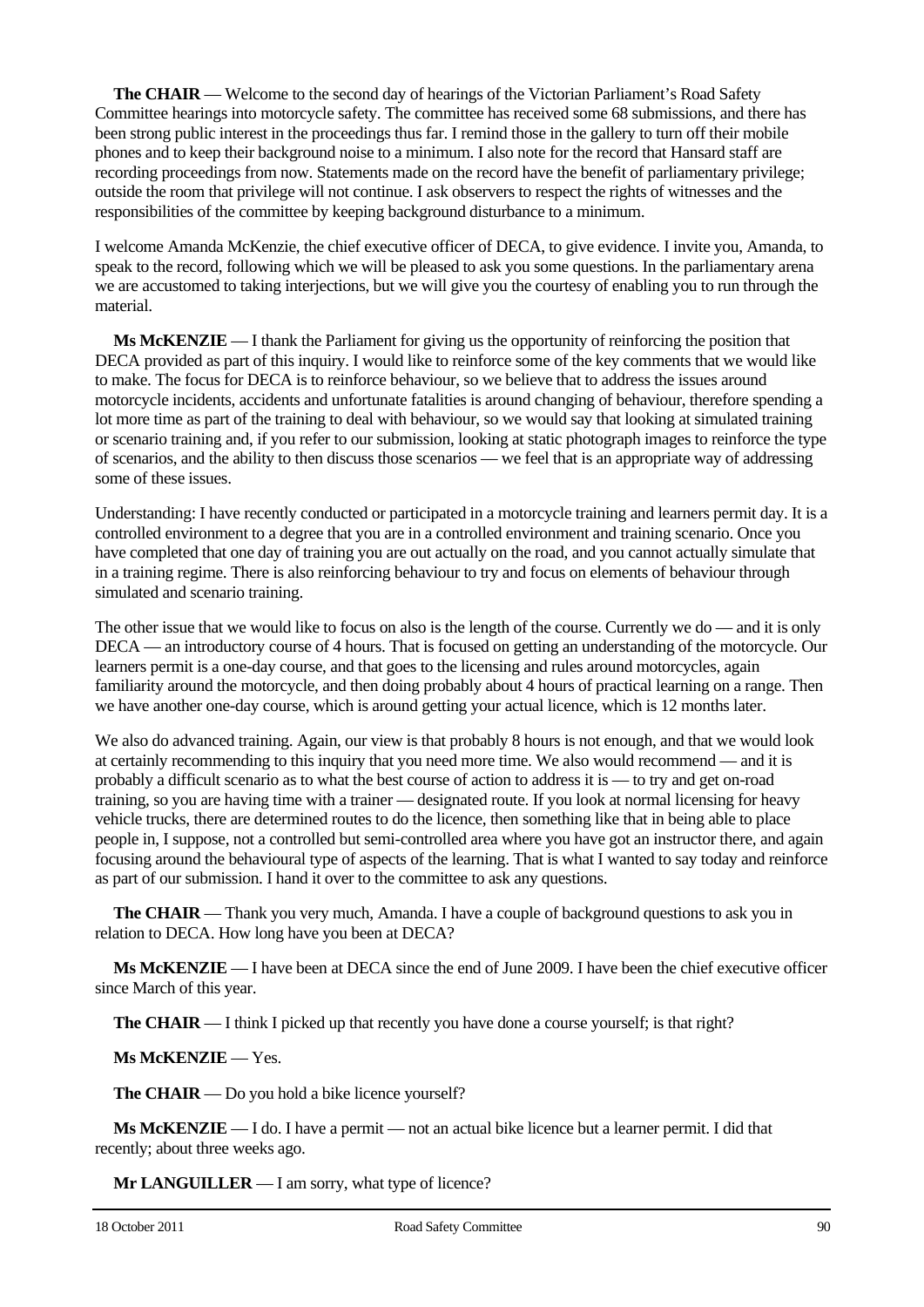**The CHAIR** — Welcome to the second day of hearings of the Victorian Parliament's Road Safety Committee hearings into motorcycle safety. The committee has received some 68 submissions, and there has been strong public interest in the proceedings thus far. I remind those in the gallery to turn off their mobile phones and to keep their background noise to a minimum. I also note for the record that Hansard staff are recording proceedings from now. Statements made on the record have the benefit of parliamentary privilege; outside the room that privilege will not continue. I ask observers to respect the rights of witnesses and the responsibilities of the committee by keeping background disturbance to a minimum.

I welcome Amanda McKenzie, the chief executive officer of DECA, to give evidence. I invite you, Amanda, to speak to the record, following which we will be pleased to ask you some questions. In the parliamentary arena we are accustomed to taking interjections, but we will give you the courtesy of enabling you to run through the material.

**Ms McKENZIE** — I thank the Parliament for giving us the opportunity of reinforcing the position that DECA provided as part of this inquiry. I would like to reinforce some of the key comments that we would like to make. The focus for DECA is to reinforce behaviour, so we believe that to address the issues around motorcycle incidents, accidents and unfortunate fatalities is around changing of behaviour, therefore spending a lot more time as part of the training to deal with behaviour, so we would say that looking at simulated training or scenario training and, if you refer to our submission, looking at static photograph images to reinforce the type of scenarios, and the ability to then discuss those scenarios — we feel that is an appropriate way of addressing some of these issues.

Understanding: I have recently conducted or participated in a motorcycle training and learners permit day. It is a controlled environment to a degree that you are in a controlled environment and training scenario. Once you have completed that one day of training you are out actually on the road, and you cannot actually simulate that in a training regime. There is also reinforcing behaviour to try and focus on elements of behaviour through simulated and scenario training.

The other issue that we would like to focus on also is the length of the course. Currently we do — and it is only DECA — an introductory course of 4 hours. That is focused on getting an understanding of the motorcycle. Our learners permit is a one-day course, and that goes to the licensing and rules around motorcycles, again familiarity around the motorcycle, and then doing probably about 4 hours of practical learning on a range. Then we have another one-day course, which is around getting your actual licence, which is 12 months later.

We also do advanced training. Again, our view is that probably 8 hours is not enough, and that we would look at certainly recommending to this inquiry that you need more time. We also would recommend — and it is probably a difficult scenario as to what the best course of action to address it is — to try and get on-road training, so you are having time with a trainer — designated route. If you look at normal licensing for heavy vehicle trucks, there are determined routes to do the licence, then something like that in being able to place people in, I suppose, not a controlled but semi-controlled area where you have got an instructor there, and again focusing around the behavioural type of aspects of the learning. That is what I wanted to say today and reinforce as part of our submission. I hand it over to the committee to ask any questions.

**The CHAIR** — Thank you very much, Amanda. I have a couple of background questions to ask you in relation to DECA. How long have you been at DECA?

**Ms McKENZIE** — I have been at DECA since the end of June 2009. I have been the chief executive officer since March of this year.

**The CHAIR** — I think I picked up that recently you have done a course yourself; is that right?

**Ms McKENZIE** — Yes.

**The CHAIR** — Do you hold a bike licence yourself?

**Ms McKENZIE** — I do. I have a permit — not an actual bike licence but a learner permit. I did that recently; about three weeks ago.

**Mr LANGUILLER** — I am sorry, what type of licence?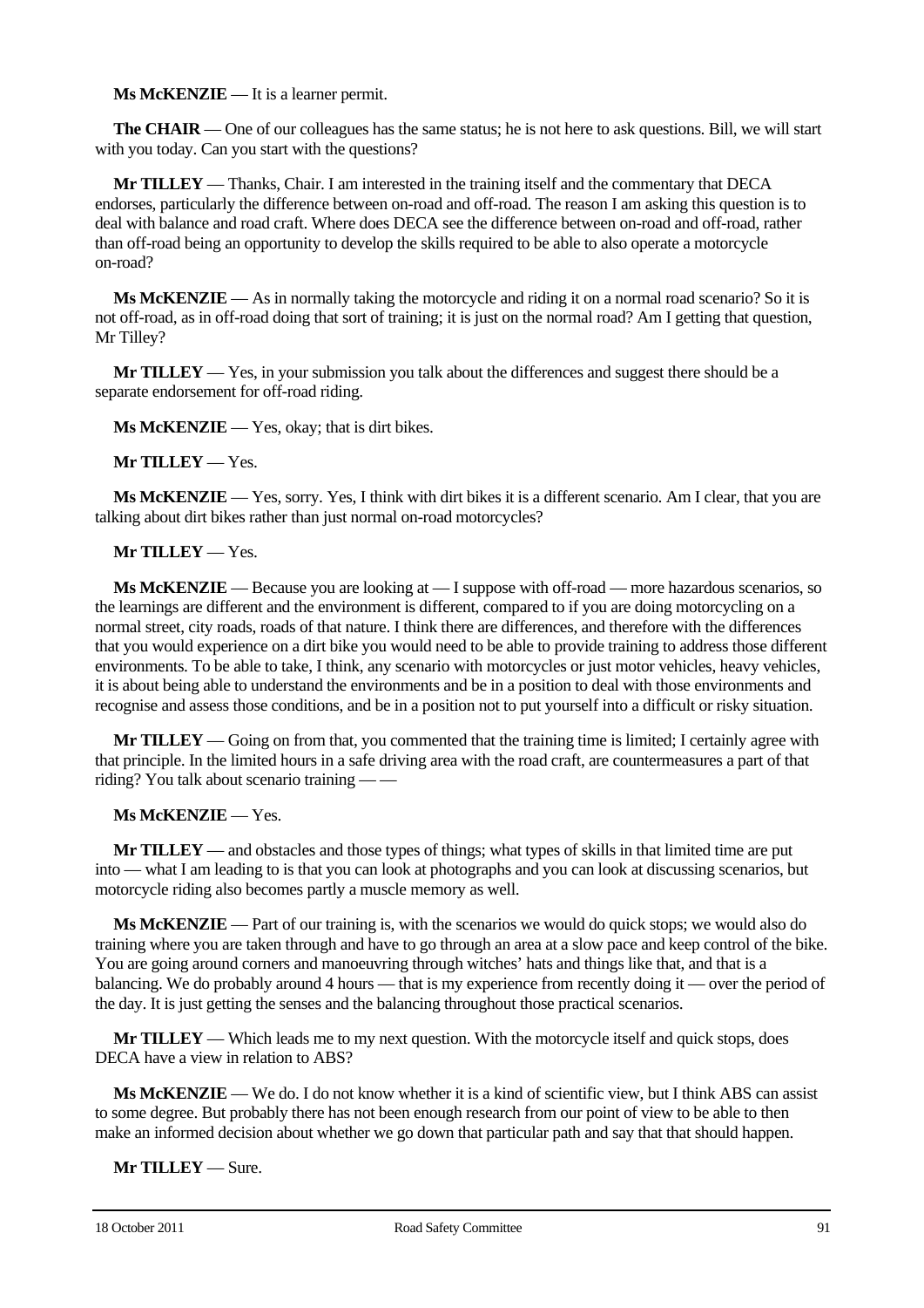**Ms McKENZIE** — It is a learner permit.

**The CHAIR** — One of our colleagues has the same status; he is not here to ask questions. Bill, we will start with you today. Can you start with the questions?

**Mr TILLEY** — Thanks, Chair. I am interested in the training itself and the commentary that DECA endorses, particularly the difference between on-road and off-road. The reason I am asking this question is to deal with balance and road craft. Where does DECA see the difference between on-road and off-road, rather than off-road being an opportunity to develop the skills required to be able to also operate a motorcycle on-road?

**Ms McKENZIE** — As in normally taking the motorcycle and riding it on a normal road scenario? So it is not off-road, as in off-road doing that sort of training; it is just on the normal road? Am I getting that question, Mr Tilley?

**Mr TILLEY** — Yes, in your submission you talk about the differences and suggest there should be a separate endorsement for off-road riding.

**Ms McKENZIE** — Yes, okay; that is dirt bikes.

**Mr TILLEY** — Yes.

**Ms McKENZIE** — Yes, sorry. Yes, I think with dirt bikes it is a different scenario. Am I clear, that you are talking about dirt bikes rather than just normal on-road motorcycles?

**Mr TILLEY** — Yes.

**Ms McKENZIE** — Because you are looking at — I suppose with off-road — more hazardous scenarios, so the learnings are different and the environment is different, compared to if you are doing motorcycling on a normal street, city roads, roads of that nature. I think there are differences, and therefore with the differences that you would experience on a dirt bike you would need to be able to provide training to address those different environments. To be able to take, I think, any scenario with motorcycles or just motor vehicles, heavy vehicles, it is about being able to understand the environments and be in a position to deal with those environments and recognise and assess those conditions, and be in a position not to put yourself into a difficult or risky situation.

**Mr TILLEY** — Going on from that, you commented that the training time is limited; I certainly agree with that principle. In the limited hours in a safe driving area with the road craft, are countermeasures a part of that riding? You talk about scenario training — —

**Ms McKENZIE** — Yes.

**Mr TILLEY** — and obstacles and those types of things; what types of skills in that limited time are put into — what I am leading to is that you can look at photographs and you can look at discussing scenarios, but motorcycle riding also becomes partly a muscle memory as well.

**Ms McKENZIE** — Part of our training is, with the scenarios we would do quick stops; we would also do training where you are taken through and have to go through an area at a slow pace and keep control of the bike. You are going around corners and manoeuvring through witches' hats and things like that, and that is a balancing. We do probably around 4 hours — that is my experience from recently doing it — over the period of the day. It is just getting the senses and the balancing throughout those practical scenarios.

**Mr TILLEY** — Which leads me to my next question. With the motorcycle itself and quick stops, does DECA have a view in relation to ABS?

**Ms McKENZIE** — We do. I do not know whether it is a kind of scientific view, but I think ABS can assist to some degree. But probably there has not been enough research from our point of view to be able to then make an informed decision about whether we go down that particular path and say that that should happen.

**Mr TILLEY** — Sure.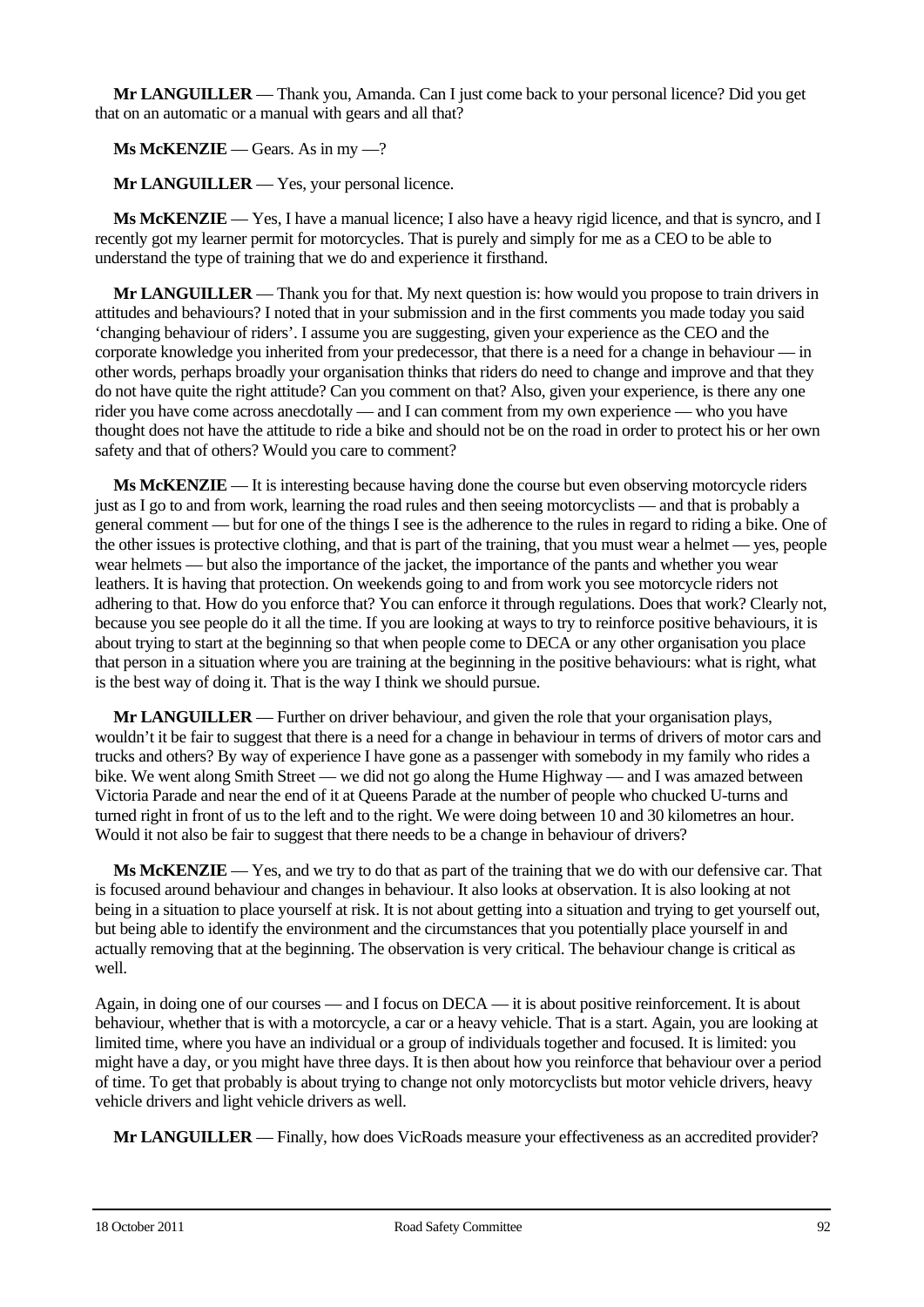**Mr LANGUILLER** — Thank you, Amanda. Can I just come back to your personal licence? Did you get that on an automatic or a manual with gears and all that?

**Ms McKENZIE** — Gears. As in my —?

**Mr LANGUILLER** — Yes, your personal licence.

**Ms McKENZIE** — Yes, I have a manual licence; I also have a heavy rigid licence, and that is syncro, and I recently got my learner permit for motorcycles. That is purely and simply for me as a CEO to be able to understand the type of training that we do and experience it firsthand.

**Mr LANGUILLER** — Thank you for that. My next question is: how would you propose to train drivers in attitudes and behaviours? I noted that in your submission and in the first comments you made today you said 'changing behaviour of riders'. I assume you are suggesting, given your experience as the CEO and the corporate knowledge you inherited from your predecessor, that there is a need for a change in behaviour — in other words, perhaps broadly your organisation thinks that riders do need to change and improve and that they do not have quite the right attitude? Can you comment on that? Also, given your experience, is there any one rider you have come across anecdotally — and I can comment from my own experience — who you have thought does not have the attitude to ride a bike and should not be on the road in order to protect his or her own safety and that of others? Would you care to comment?

**Ms McKENZIE** — It is interesting because having done the course but even observing motorcycle riders just as I go to and from work, learning the road rules and then seeing motorcyclists — and that is probably a general comment — but for one of the things I see is the adherence to the rules in regard to riding a bike. One of the other issues is protective clothing, and that is part of the training, that you must wear a helmet — yes, people wear helmets — but also the importance of the jacket, the importance of the pants and whether you wear leathers. It is having that protection. On weekends going to and from work you see motorcycle riders not adhering to that. How do you enforce that? You can enforce it through regulations. Does that work? Clearly not, because you see people do it all the time. If you are looking at ways to try to reinforce positive behaviours, it is about trying to start at the beginning so that when people come to DECA or any other organisation you place that person in a situation where you are training at the beginning in the positive behaviours: what is right, what is the best way of doing it. That is the way I think we should pursue.

**Mr LANGUILLER** — Further on driver behaviour, and given the role that your organisation plays, wouldn't it be fair to suggest that there is a need for a change in behaviour in terms of drivers of motor cars and trucks and others? By way of experience I have gone as a passenger with somebody in my family who rides a bike. We went along Smith Street — we did not go along the Hume Highway — and I was amazed between Victoria Parade and near the end of it at Queens Parade at the number of people who chucked U-turns and turned right in front of us to the left and to the right. We were doing between 10 and 30 kilometres an hour. Would it not also be fair to suggest that there needs to be a change in behaviour of drivers?

**Ms McKENZIE** — Yes, and we try to do that as part of the training that we do with our defensive car. That is focused around behaviour and changes in behaviour. It also looks at observation. It is also looking at not being in a situation to place yourself at risk. It is not about getting into a situation and trying to get yourself out, but being able to identify the environment and the circumstances that you potentially place yourself in and actually removing that at the beginning. The observation is very critical. The behaviour change is critical as well.

Again, in doing one of our courses — and I focus on DECA — it is about positive reinforcement. It is about behaviour, whether that is with a motorcycle, a car or a heavy vehicle. That is a start. Again, you are looking at limited time, where you have an individual or a group of individuals together and focused. It is limited: you might have a day, or you might have three days. It is then about how you reinforce that behaviour over a period of time. To get that probably is about trying to change not only motorcyclists but motor vehicle drivers, heavy vehicle drivers and light vehicle drivers as well.

**Mr LANGUILLER** — Finally, how does VicRoads measure your effectiveness as an accredited provider?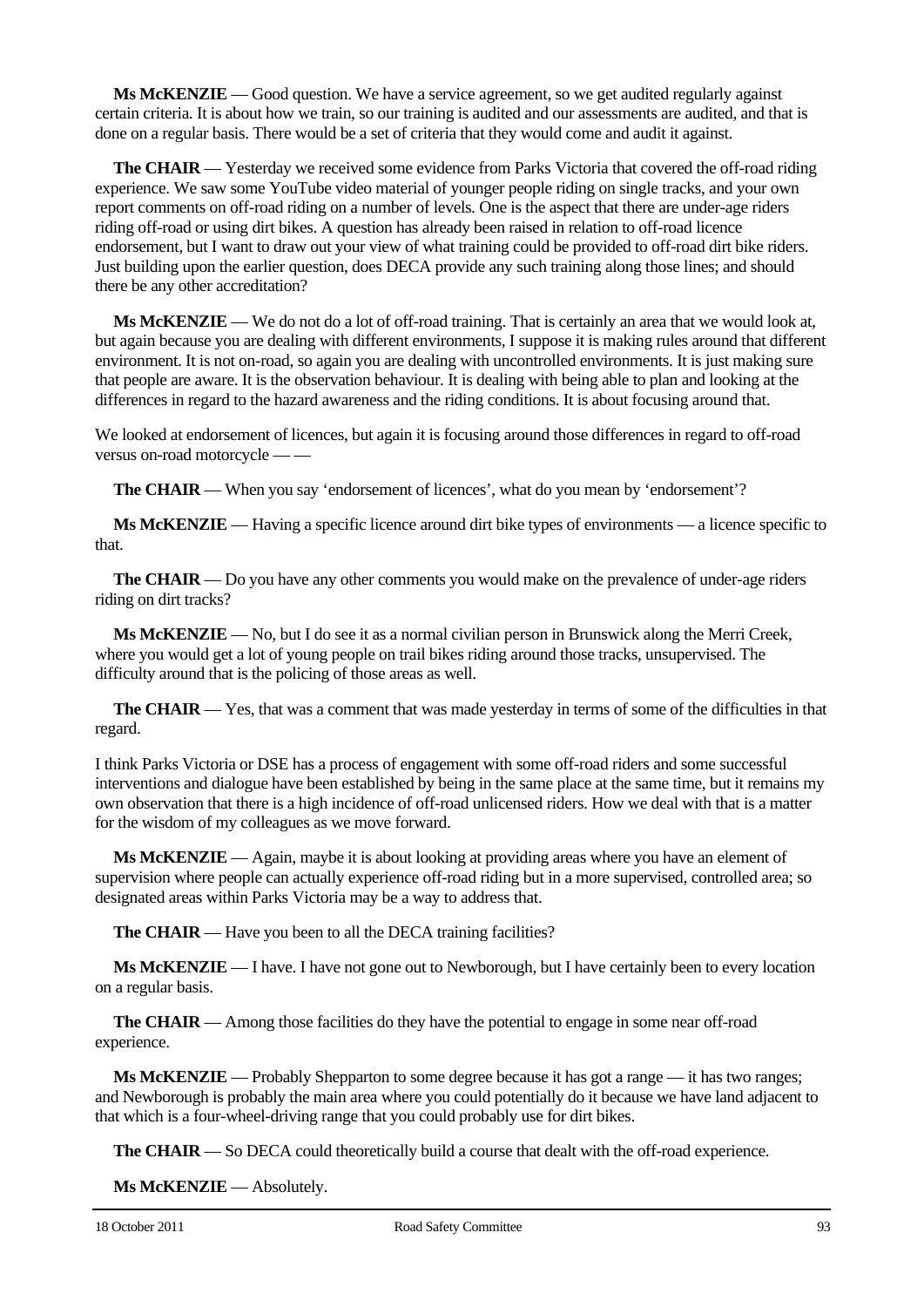**Ms McKENZIE** — Good question. We have a service agreement, so we get audited regularly against certain criteria. It is about how we train, so our training is audited and our assessments are audited, and that is done on a regular basis. There would be a set of criteria that they would come and audit it against.

**The CHAIR** — Yesterday we received some evidence from Parks Victoria that covered the off-road riding experience. We saw some YouTube video material of younger people riding on single tracks, and your own report comments on off-road riding on a number of levels. One is the aspect that there are under-age riders riding off-road or using dirt bikes. A question has already been raised in relation to off-road licence endorsement, but I want to draw out your view of what training could be provided to off-road dirt bike riders. Just building upon the earlier question, does DECA provide any such training along those lines; and should there be any other accreditation?

**Ms McKENZIE** — We do not do a lot of off-road training. That is certainly an area that we would look at, but again because you are dealing with different environments, I suppose it is making rules around that different environment. It is not on-road, so again you are dealing with uncontrolled environments. It is just making sure that people are aware. It is the observation behaviour. It is dealing with being able to plan and looking at the differences in regard to the hazard awareness and the riding conditions. It is about focusing around that.

We looked at endorsement of licences, but again it is focusing around those differences in regard to off-road versus on-road motorcycle — —

**The CHAIR** — When you say 'endorsement of licences', what do you mean by 'endorsement'?

**Ms McKENZIE** — Having a specific licence around dirt bike types of environments — a licence specific to that.

**The CHAIR** — Do you have any other comments you would make on the prevalence of under-age riders riding on dirt tracks?

**Ms McKENZIE** — No, but I do see it as a normal civilian person in Brunswick along the Merri Creek, where you would get a lot of young people on trail bikes riding around those tracks, unsupervised. The difficulty around that is the policing of those areas as well.

**The CHAIR** — Yes, that was a comment that was made yesterday in terms of some of the difficulties in that regard.

I think Parks Victoria or DSE has a process of engagement with some off-road riders and some successful interventions and dialogue have been established by being in the same place at the same time, but it remains my own observation that there is a high incidence of off-road unlicensed riders. How we deal with that is a matter for the wisdom of my colleagues as we move forward.

**Ms McKENZIE** — Again, maybe it is about looking at providing areas where you have an element of supervision where people can actually experience off-road riding but in a more supervised, controlled area; so designated areas within Parks Victoria may be a way to address that.

**The CHAIR** — Have you been to all the DECA training facilities?

**Ms McKENZIE** — I have. I have not gone out to Newborough, but I have certainly been to every location on a regular basis.

**The CHAIR** — Among those facilities do they have the potential to engage in some near off-road experience.

**Ms McKENZIE** — Probably Shepparton to some degree because it has got a range — it has two ranges; and Newborough is probably the main area where you could potentially do it because we have land adjacent to that which is a four-wheel-driving range that you could probably use for dirt bikes.

**The CHAIR** — So DECA could theoretically build a course that dealt with the off-road experience.

**Ms McKENZIE** — Absolutely.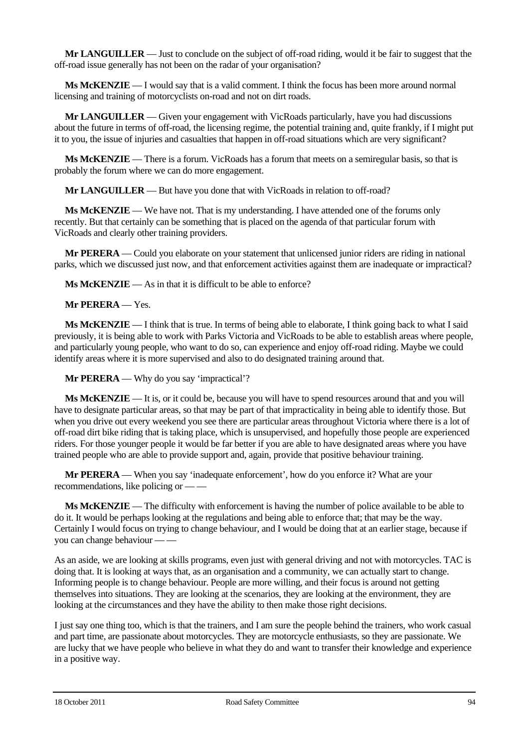**Mr LANGUILLER** — Just to conclude on the subject of off-road riding, would it be fair to suggest that the off-road issue generally has not been on the radar of your organisation?

**Ms McKENZIE** — I would say that is a valid comment. I think the focus has been more around normal licensing and training of motorcyclists on-road and not on dirt roads.

**Mr LANGUILLER** — Given your engagement with VicRoads particularly, have you had discussions about the future in terms of off-road, the licensing regime, the potential training and, quite frankly, if I might put it to you, the issue of injuries and casualties that happen in off-road situations which are very significant?

**Ms McKENZIE** — There is a forum. VicRoads has a forum that meets on a semiregular basis, so that is probably the forum where we can do more engagement.

**Mr LANGUILLER** — But have you done that with VicRoads in relation to off-road?

**Ms McKENZIE** — We have not. That is my understanding. I have attended one of the forums only recently. But that certainly can be something that is placed on the agenda of that particular forum with VicRoads and clearly other training providers.

**Mr PERERA** — Could you elaborate on your statement that unlicensed junior riders are riding in national parks, which we discussed just now, and that enforcement activities against them are inadequate or impractical?

**Ms McKENZIE** — As in that it is difficult to be able to enforce?

**Mr PERERA** — Yes.

**Ms McKENZIE** — I think that is true. In terms of being able to elaborate, I think going back to what I said previously, it is being able to work with Parks Victoria and VicRoads to be able to establish areas where people, and particularly young people, who want to do so, can experience and enjoy off-road riding. Maybe we could identify areas where it is more supervised and also to do designated training around that.

**Mr PERERA** — Why do you say 'impractical'?

**Ms McKENZIE** — It is, or it could be, because you will have to spend resources around that and you will have to designate particular areas, so that may be part of that impracticality in being able to identify those. But when you drive out every weekend you see there are particular areas throughout Victoria where there is a lot of off-road dirt bike riding that is taking place, which is unsupervised, and hopefully those people are experienced riders. For those younger people it would be far better if you are able to have designated areas where you have trained people who are able to provide support and, again, provide that positive behaviour training.

**Mr PERERA** — When you say 'inadequate enforcement', how do you enforce it? What are your recommendations, like policing or — —

**Ms McKENZIE** — The difficulty with enforcement is having the number of police available to be able to do it. It would be perhaps looking at the regulations and being able to enforce that; that may be the way. Certainly I would focus on trying to change behaviour, and I would be doing that at an earlier stage, because if you can change behaviour — —

As an aside, we are looking at skills programs, even just with general driving and not with motorcycles. TAC is doing that. It is looking at ways that, as an organisation and a community, we can actually start to change. Informing people is to change behaviour. People are more willing, and their focus is around not getting themselves into situations. They are looking at the scenarios, they are looking at the environment, they are looking at the circumstances and they have the ability to then make those right decisions.

I just say one thing too, which is that the trainers, and I am sure the people behind the trainers, who work casual and part time, are passionate about motorcycles. They are motorcycle enthusiasts, so they are passionate. We are lucky that we have people who believe in what they do and want to transfer their knowledge and experience in a positive way.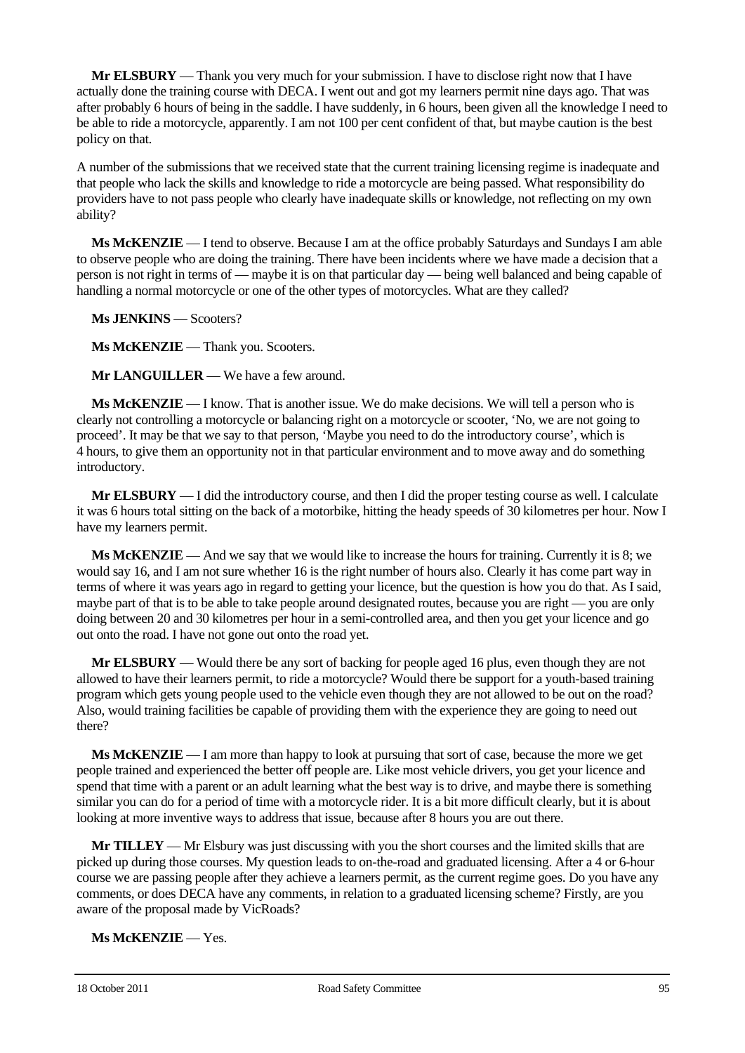**Mr ELSBURY** — Thank you very much for your submission. I have to disclose right now that I have actually done the training course with DECA. I went out and got my learners permit nine days ago. That was after probably 6 hours of being in the saddle. I have suddenly, in 6 hours, been given all the knowledge I need to be able to ride a motorcycle, apparently. I am not 100 per cent confident of that, but maybe caution is the best policy on that.

A number of the submissions that we received state that the current training licensing regime is inadequate and that people who lack the skills and knowledge to ride a motorcycle are being passed. What responsibility do providers have to not pass people who clearly have inadequate skills or knowledge, not reflecting on my own ability?

**Ms McKENZIE** — I tend to observe. Because I am at the office probably Saturdays and Sundays I am able to observe people who are doing the training. There have been incidents where we have made a decision that a person is not right in terms of — maybe it is on that particular day — being well balanced and being capable of handling a normal motorcycle or one of the other types of motorcycles. What are they called?

**Ms JENKINS** — Scooters?

**Ms McKENZIE** — Thank you. Scooters.

**Mr LANGUILLER** — We have a few around.

**Ms McKENZIE** — I know. That is another issue. We do make decisions. We will tell a person who is clearly not controlling a motorcycle or balancing right on a motorcycle or scooter, 'No, we are not going to proceed'. It may be that we say to that person, 'Maybe you need to do the introductory course', which is 4 hours, to give them an opportunity not in that particular environment and to move away and do something introductory.

**Mr ELSBURY** — I did the introductory course, and then I did the proper testing course as well. I calculate it was 6 hours total sitting on the back of a motorbike, hitting the heady speeds of 30 kilometres per hour. Now I have my learners permit.

**Ms McKENZIE** — And we say that we would like to increase the hours for training. Currently it is 8; we would say 16, and I am not sure whether 16 is the right number of hours also. Clearly it has come part way in terms of where it was years ago in regard to getting your licence, but the question is how you do that. As I said, maybe part of that is to be able to take people around designated routes, because you are right — you are only doing between 20 and 30 kilometres per hour in a semi-controlled area, and then you get your licence and go out onto the road. I have not gone out onto the road yet.

**Mr ELSBURY** — Would there be any sort of backing for people aged 16 plus, even though they are not allowed to have their learners permit, to ride a motorcycle? Would there be support for a youth-based training program which gets young people used to the vehicle even though they are not allowed to be out on the road? Also, would training facilities be capable of providing them with the experience they are going to need out there?

**Ms McKENZIE** — I am more than happy to look at pursuing that sort of case, because the more we get people trained and experienced the better off people are. Like most vehicle drivers, you get your licence and spend that time with a parent or an adult learning what the best way is to drive, and maybe there is something similar you can do for a period of time with a motorcycle rider. It is a bit more difficult clearly, but it is about looking at more inventive ways to address that issue, because after 8 hours you are out there.

**Mr TILLEY** — Mr Elsbury was just discussing with you the short courses and the limited skills that are picked up during those courses. My question leads to on-the-road and graduated licensing. After a 4 or 6-hour course we are passing people after they achieve a learners permit, as the current regime goes. Do you have any comments, or does DECA have any comments, in relation to a graduated licensing scheme? Firstly, are you aware of the proposal made by VicRoads?

**Ms McKENZIE** — Yes.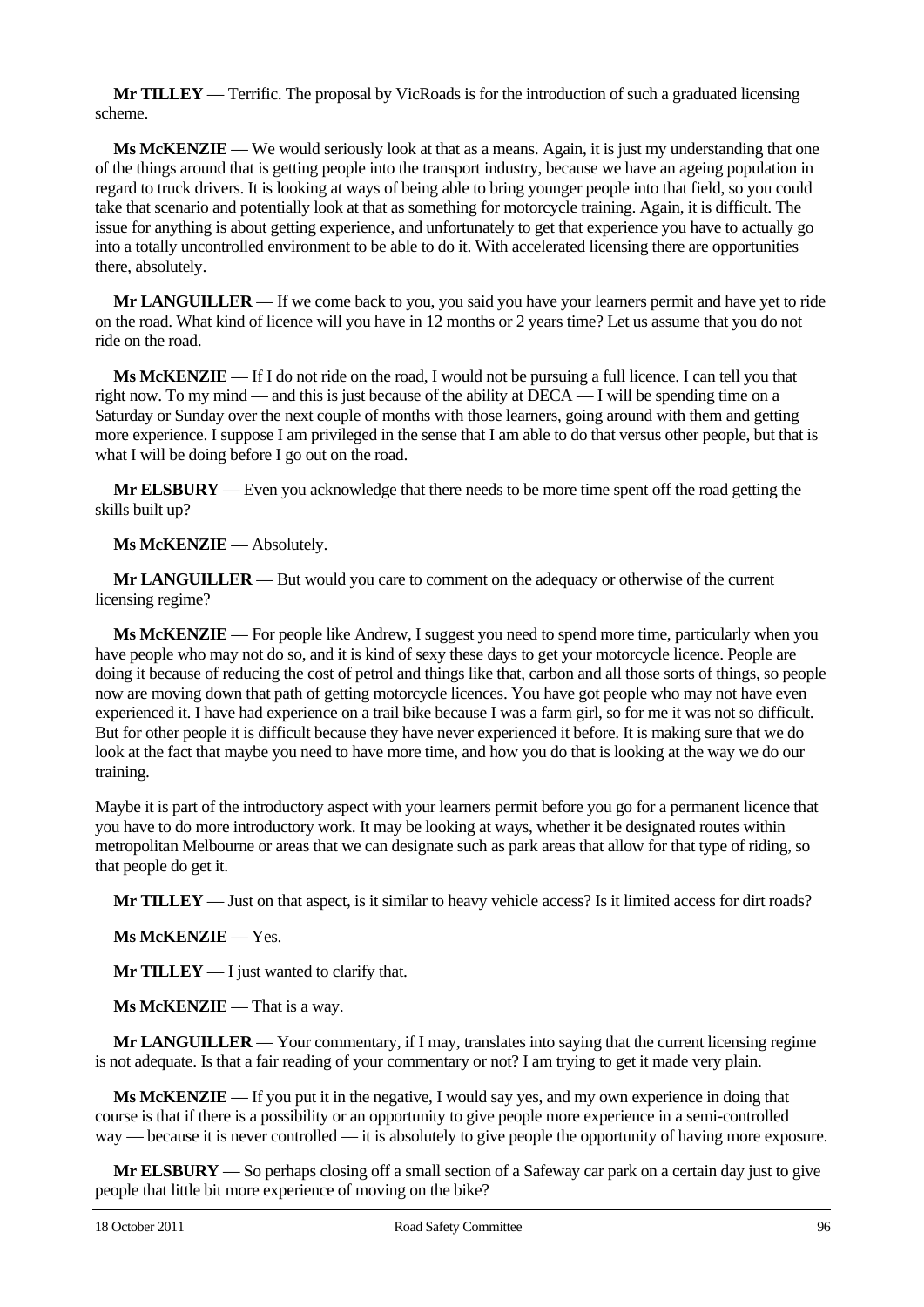**Mr TILLEY** — Terrific. The proposal by VicRoads is for the introduction of such a graduated licensing scheme.

**Ms McKENZIE** — We would seriously look at that as a means. Again, it is just my understanding that one of the things around that is getting people into the transport industry, because we have an ageing population in regard to truck drivers. It is looking at ways of being able to bring younger people into that field, so you could take that scenario and potentially look at that as something for motorcycle training. Again, it is difficult. The issue for anything is about getting experience, and unfortunately to get that experience you have to actually go into a totally uncontrolled environment to be able to do it. With accelerated licensing there are opportunities there, absolutely.

**Mr LANGUILLER** — If we come back to you, you said you have your learners permit and have yet to ride on the road. What kind of licence will you have in 12 months or 2 years time? Let us assume that you do not ride on the road.

**Ms McKENZIE** — If I do not ride on the road, I would not be pursuing a full licence. I can tell you that right now. To my mind — and this is just because of the ability at DECA — I will be spending time on a Saturday or Sunday over the next couple of months with those learners, going around with them and getting more experience. I suppose I am privileged in the sense that I am able to do that versus other people, but that is what I will be doing before I go out on the road.

**Mr ELSBURY** — Even you acknowledge that there needs to be more time spent off the road getting the skills built up?

**Ms McKENZIE** — Absolutely.

**Mr LANGUILLER** — But would you care to comment on the adequacy or otherwise of the current licensing regime?

**Ms McKENZIE** — For people like Andrew, I suggest you need to spend more time, particularly when you have people who may not do so, and it is kind of sexy these days to get your motorcycle licence. People are doing it because of reducing the cost of petrol and things like that, carbon and all those sorts of things, so people now are moving down that path of getting motorcycle licences. You have got people who may not have even experienced it. I have had experience on a trail bike because I was a farm girl, so for me it was not so difficult. But for other people it is difficult because they have never experienced it before. It is making sure that we do look at the fact that maybe you need to have more time, and how you do that is looking at the way we do our training.

Maybe it is part of the introductory aspect with your learners permit before you go for a permanent licence that you have to do more introductory work. It may be looking at ways, whether it be designated routes within metropolitan Melbourne or areas that we can designate such as park areas that allow for that type of riding, so that people do get it.

**Mr TILLEY** — Just on that aspect, is it similar to heavy vehicle access? Is it limited access for dirt roads?

**Ms McKENZIE** — Yes.

**Mr TILLEY** — I just wanted to clarify that.

**Ms McKENZIE** — That is a way.

**Mr LANGUILLER** — Your commentary, if I may, translates into saying that the current licensing regime is not adequate. Is that a fair reading of your commentary or not? I am trying to get it made very plain.

**Ms McKENZIE** — If you put it in the negative, I would say yes, and my own experience in doing that course is that if there is a possibility or an opportunity to give people more experience in a semi-controlled way — because it is never controlled — it is absolutely to give people the opportunity of having more exposure.

**Mr ELSBURY** — So perhaps closing off a small section of a Safeway car park on a certain day just to give people that little bit more experience of moving on the bike?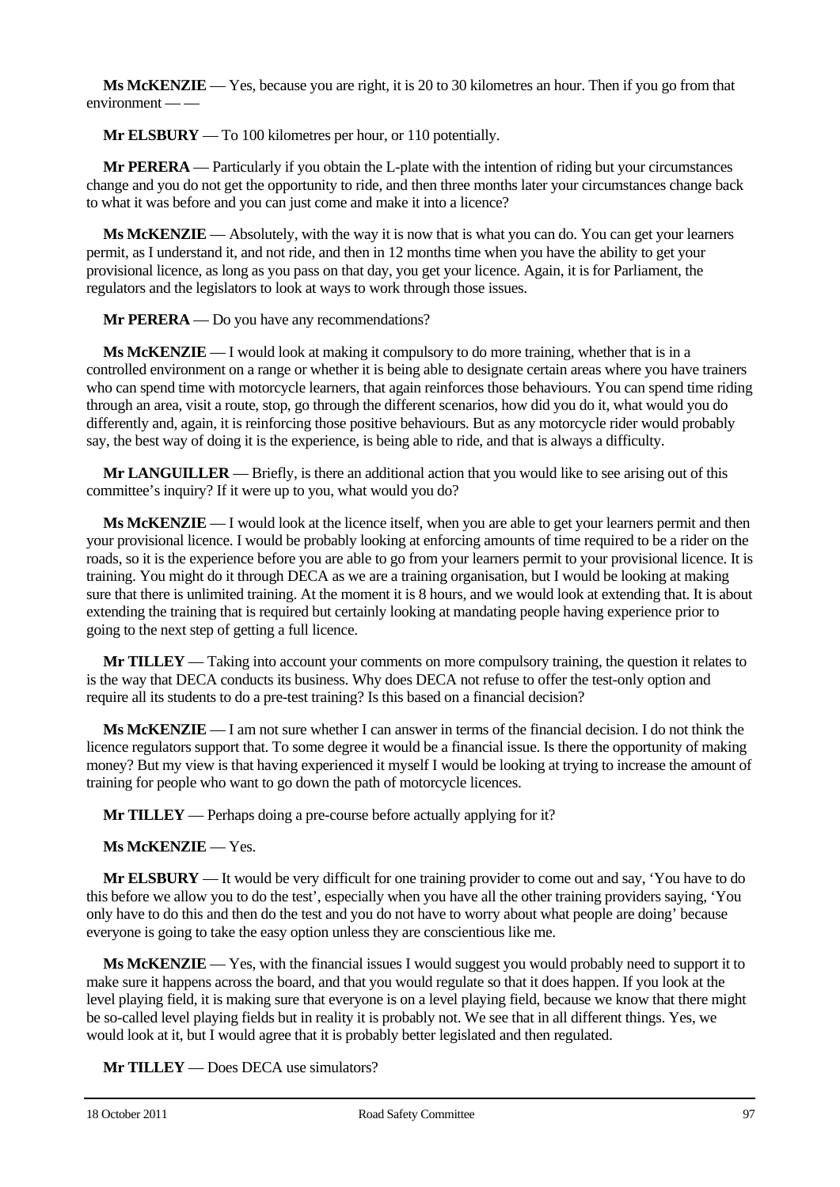**Ms McKENZIE** — Yes, because you are right, it is 20 to 30 kilometres an hour. Then if you go from that environment — —

**Mr ELSBURY** — To 100 kilometres per hour, or 110 potentially.

**Mr PERERA** — Particularly if you obtain the L-plate with the intention of riding but your circumstances change and you do not get the opportunity to ride, and then three months later your circumstances change back to what it was before and you can just come and make it into a licence?

**Ms McKENZIE** — Absolutely, with the way it is now that is what you can do. You can get your learners permit, as I understand it, and not ride, and then in 12 months time when you have the ability to get your provisional licence, as long as you pass on that day, you get your licence. Again, it is for Parliament, the regulators and the legislators to look at ways to work through those issues.

**Mr PERERA** — Do you have any recommendations?

**Ms McKENZIE** — I would look at making it compulsory to do more training, whether that is in a controlled environment on a range or whether it is being able to designate certain areas where you have trainers who can spend time with motorcycle learners, that again reinforces those behaviours. You can spend time riding through an area, visit a route, stop, go through the different scenarios, how did you do it, what would you do differently and, again, it is reinforcing those positive behaviours. But as any motorcycle rider would probably say, the best way of doing it is the experience, is being able to ride, and that is always a difficulty.

**Mr LANGUILLER** — Briefly, is there an additional action that you would like to see arising out of this committee's inquiry? If it were up to you, what would you do?

**Ms McKENZIE** — I would look at the licence itself, when you are able to get your learners permit and then your provisional licence. I would be probably looking at enforcing amounts of time required to be a rider on the roads, so it is the experience before you are able to go from your learners permit to your provisional licence. It is training. You might do it through DECA as we are a training organisation, but I would be looking at making sure that there is unlimited training. At the moment it is 8 hours, and we would look at extending that. It is about extending the training that is required but certainly looking at mandating people having experience prior to going to the next step of getting a full licence.

**Mr TILLEY** — Taking into account your comments on more compulsory training, the question it relates to is the way that DECA conducts its business. Why does DECA not refuse to offer the test-only option and require all its students to do a pre-test training? Is this based on a financial decision?

**Ms McKENZIE** — I am not sure whether I can answer in terms of the financial decision. I do not think the licence regulators support that. To some degree it would be a financial issue. Is there the opportunity of making money? But my view is that having experienced it myself I would be looking at trying to increase the amount of training for people who want to go down the path of motorcycle licences.

**Mr TILLEY** — Perhaps doing a pre-course before actually applying for it?

**Ms McKENZIE** — Yes.

**Mr ELSBURY** — It would be very difficult for one training provider to come out and say, 'You have to do this before we allow you to do the test', especially when you have all the other training providers saying, 'You only have to do this and then do the test and you do not have to worry about what people are doing' because everyone is going to take the easy option unless they are conscientious like me.

**Ms McKENZIE** — Yes, with the financial issues I would suggest you would probably need to support it to make sure it happens across the board, and that you would regulate so that it does happen. If you look at the level playing field, it is making sure that everyone is on a level playing field, because we know that there might be so-called level playing fields but in reality it is probably not. We see that in all different things. Yes, we would look at it, but I would agree that it is probably better legislated and then regulated.

**Mr TILLEY** — Does DECA use simulators?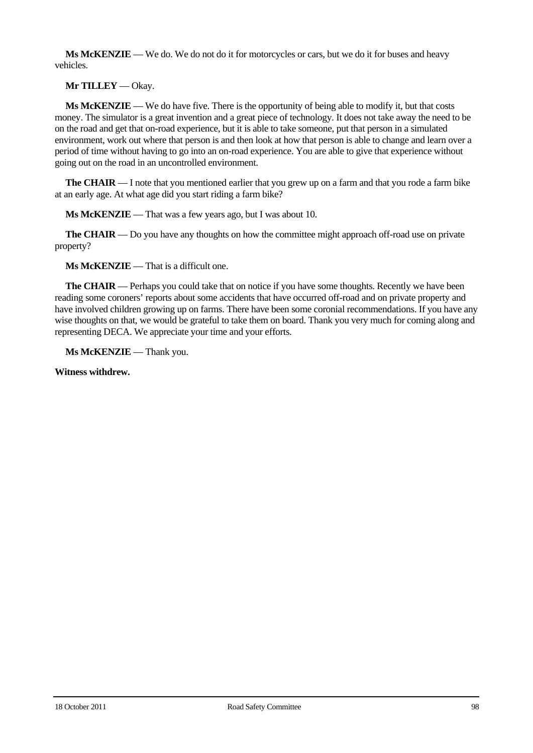**Ms McKENZIE** — We do. We do not do it for motorcycles or cars, but we do it for buses and heavy vehicles.

**Mr TILLEY** — Okay.

**Ms McKENZIE** — We do have five. There is the opportunity of being able to modify it, but that costs money. The simulator is a great invention and a great piece of technology. It does not take away the need to be on the road and get that on-road experience, but it is able to take someone, put that person in a simulated environment, work out where that person is and then look at how that person is able to change and learn over a period of time without having to go into an on-road experience. You are able to give that experience without going out on the road in an uncontrolled environment.

**The CHAIR** — I note that you mentioned earlier that you grew up on a farm and that you rode a farm bike at an early age. At what age did you start riding a farm bike?

**Ms McKENZIE** — That was a few years ago, but I was about 10.

**The CHAIR** — Do you have any thoughts on how the committee might approach off-road use on private property?

**Ms McKENZIE** — That is a difficult one.

**The CHAIR** — Perhaps you could take that on notice if you have some thoughts. Recently we have been reading some coroners' reports about some accidents that have occurred off-road and on private property and have involved children growing up on farms. There have been some coronial recommendations. If you have any wise thoughts on that, we would be grateful to take them on board. Thank you very much for coming along and representing DECA. We appreciate your time and your efforts.

**Ms McKENZIE** — Thank you.

**Witness withdrew.**